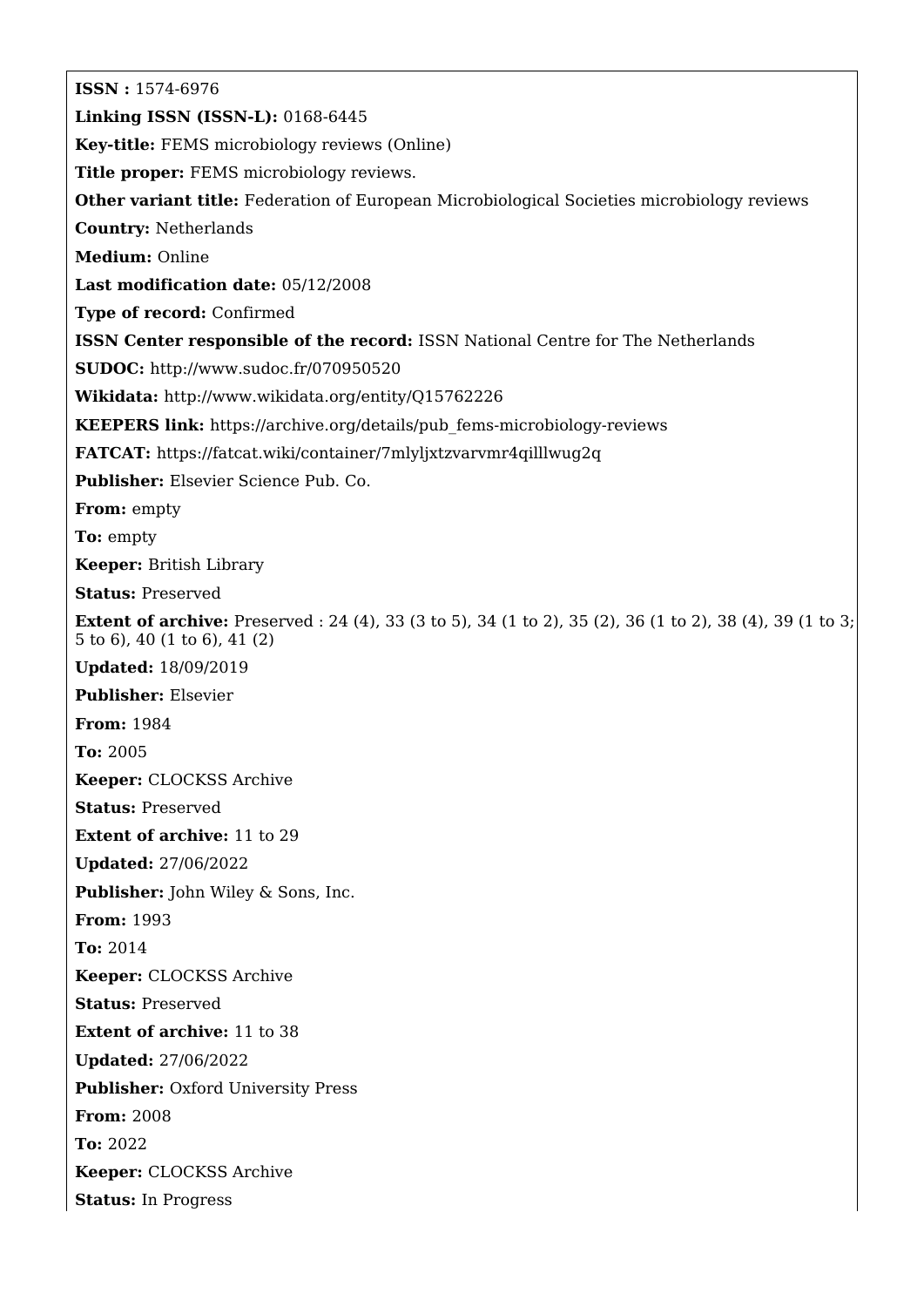**ISSN :** 1574-6976

**Linking ISSN (ISSN-L):** 0168-6445

**Key-title:** FEMS microbiology reviews (Online)

**Title proper:** FEMS microbiology reviews.

**Other variant title:** Federation of European Microbiological Societies microbiology reviews

**Country:** Netherlands

**Medium:** Online

**Last modification date:** 05/12/2008

**Type of record:** Confirmed

**ISSN Center responsible of the record:** ISSN National Centre for The Netherlands

**SUDOC:** http://www.sudoc.fr/070950520

**Wikidata:** http://www.wikidata.org/entity/Q15762226

**KEEPERS link:** https://archive.org/details/pub_fems-microbiology-reviews

**FATCAT:** https://fatcat.wiki/container/7mlyljxtzvarvmr4qilllwug2q

**Publisher:** Elsevier Science Pub. Co.

**From:** empty

**To:** empty

**Keeper:** British Library

**Status:** Preserved

**Extent of archive:** Preserved : 24 (4), 33 (3 to 5), 34 (1 to 2), 35 (2), 36 (1 to 2), 38 (4), 39 (1 to 3; 5 to 6), 40 (1 to 6), 41 (2)

**Updated:** 18/09/2019

**Publisher:** Elsevier

**From:** 1984

**To:** 2005

**Keeper:** CLOCKSS Archive

**Status:** Preserved

**Extent of archive:** 11 to 29

**Updated:** 27/06/2022

**Publisher:** John Wiley & Sons, Inc.

**From:** 1993

**To:** 2014

**Keeper:** CLOCKSS Archive

**Status:** Preserved

**Extent of archive:** 11 to 38

**Updated:** 27/06/2022

**Publisher:** Oxford University Press

**From:** 2008

**To:** 2022

**Keeper:** CLOCKSS Archive

**Status:** In Progress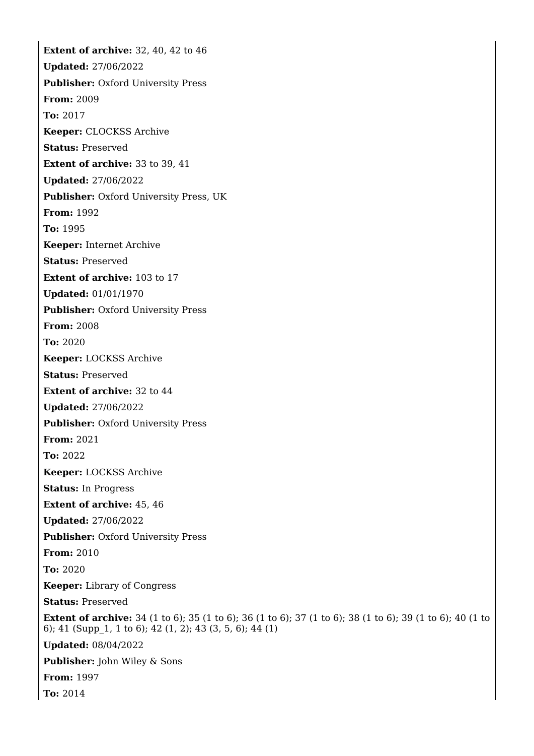**Extent of archive:** 32, 40, 42 to 46

**Updated:** 27/06/2022

**Publisher:** Oxford University Press

**From:** 2009

**To:** 2017

**Keeper:** CLOCKSS Archive

**Status:** Preserved

**Extent of archive:** 33 to 39, 41

**Updated:** 27/06/2022

**Publisher:** Oxford University Press, UK

**From:** 1992

**To:** 1995

**Keeper:** Internet Archive

**Status:** Preserved

**Extent of archive:** 103 to 17

**Updated:** 01/01/1970

**Publisher:** Oxford University Press

**From:** 2008

**To:** 2020

**Keeper:** LOCKSS Archive

**Status:** Preserved

**Extent of archive:** 32 to 44

**Updated:** 27/06/2022

**Publisher:** Oxford University Press

**From:** 2021

**To:** 2022

**Keeper:** LOCKSS Archive

**Status:** In Progress

**Extent of archive:** 45, 46

**Updated:** 27/06/2022

**Publisher:** Oxford University Press

**From:** 2010

**To:** 2020

**Keeper:** Library of Congress

**Status:** Preserved

**Extent of archive:** 34 (1 to 6); 35 (1 to 6); 36 (1 to 6); 37 (1 to 6); 38 (1 to 6); 39 (1 to 6); 40 (1 to 6); 41 (Supp_1, 1 to 6); 42 (1, 2); 43 (3, 5, 6); 44 (1)

**Updated:** 08/04/2022

**Publisher:** John Wiley & Sons

**From:** 1997

**To:** 2014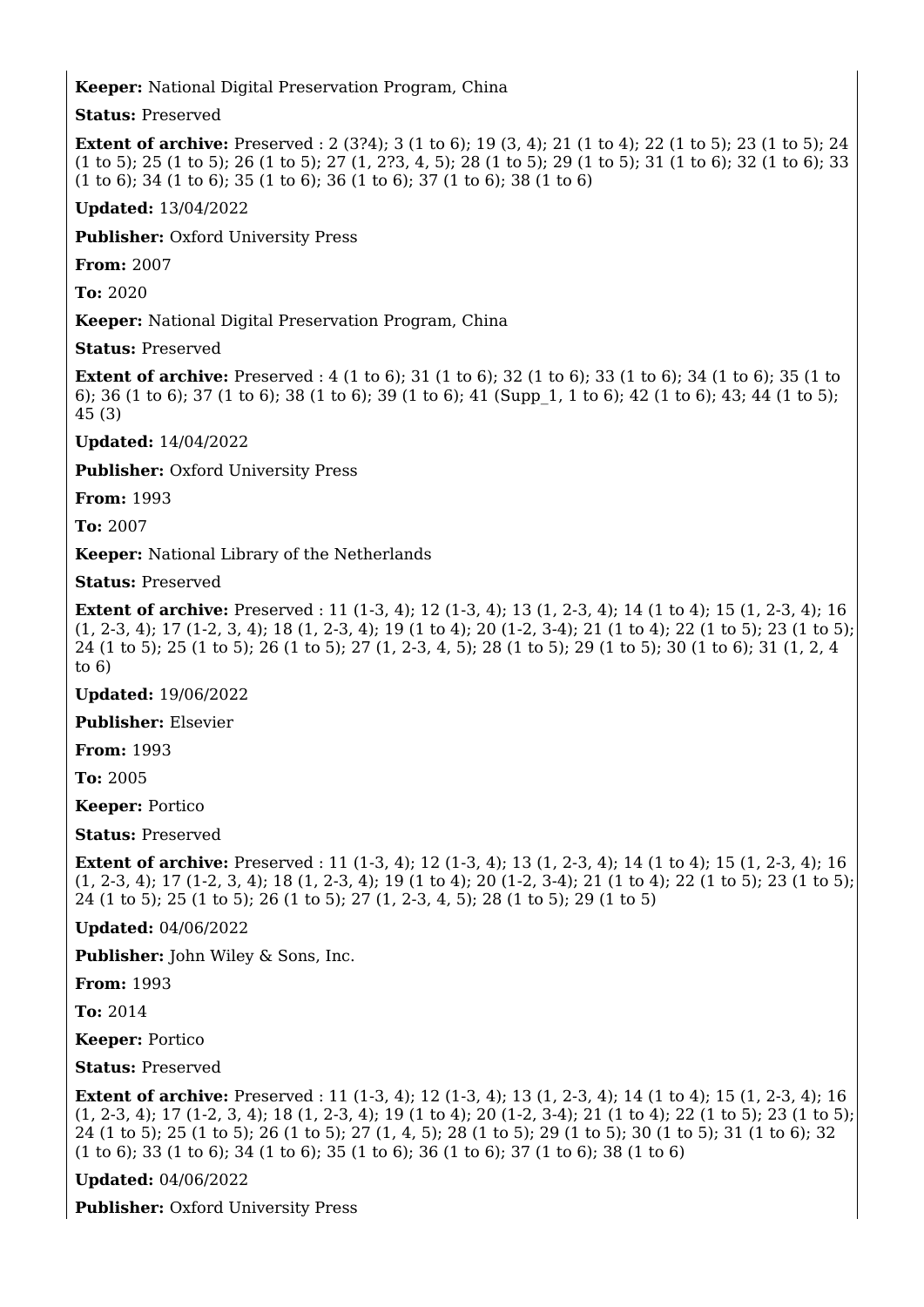**Keeper:** National Digital Preservation Program, China

**Status:** Preserved

**Extent of archive:** Preserved : 2 (3?4); 3 (1 to 6); 19 (3, 4); 21 (1 to 4); 22 (1 to 5); 23 (1 to 5); 24 (1 to 5); 25 (1 to 5); 26 (1 to 5); 27 (1, 2?3, 4, 5); 28 (1 to 5); 29 (1 to 5); 31 (1 to 6); 32 (1 to 6); 33 (1 to 6); 34 (1 to 6); 35 (1 to 6); 36 (1 to 6); 37 (1 to 6); 38 (1 to 6)

**Updated:** 13/04/2022

**Publisher:** Oxford University Press

**From:** 2007

**To:** 2020

**Keeper:** National Digital Preservation Program, China

**Status:** Preserved

**Extent of archive:** Preserved : 4 (1 to 6); 31 (1 to 6); 32 (1 to 6); 33 (1 to 6); 34 (1 to 6); 35 (1 to 6); 36 (1 to 6); 37 (1 to 6); 38 (1 to 6); 39 (1 to 6); 41 (Supp_1, 1 to 6); 42 (1 to 6); 43; 44 (1 to 5); 45 (3)

**Updated:** 14/04/2022

**Publisher:** Oxford University Press

**From:** 1993

**To:** 2007

**Keeper:** National Library of the Netherlands

**Status:** Preserved

**Extent of archive:** Preserved : 11 (1-3, 4); 12 (1-3, 4); 13 (1, 2-3, 4); 14 (1 to 4); 15 (1, 2-3, 4); 16 (1, 2-3, 4); 17 (1-2, 3, 4); 18 (1, 2-3, 4); 19 (1 to 4); 20 (1-2, 3-4); 21 (1 to 4); 22 (1 to 5); 23 (1 to 5); 24 (1 to 5); 25 (1 to 5); 26 (1 to 5); 27 (1, 2-3, 4, 5); 28 (1 to 5); 29 (1 to 5); 30 (1 to 6); 31 (1, 2, 4 to 6)

**Updated:** 19/06/2022

**Publisher:** Elsevier

**From:** 1993

**To:** 2005

**Keeper:** Portico

**Status:** Preserved

**Extent of archive:** Preserved : 11 (1-3, 4); 12 (1-3, 4); 13 (1, 2-3, 4); 14 (1 to 4); 15 (1, 2-3, 4); 16 (1, 2-3, 4); 17 (1-2, 3, 4); 18 (1, 2-3, 4); 19 (1 to 4); 20 (1-2, 3-4); 21 (1 to 4); 22 (1 to 5); 23 (1 to 5); 24 (1 to 5); 25 (1 to 5); 26 (1 to 5); 27 (1, 2-3, 4, 5); 28 (1 to 5); 29 (1 to 5)

**Updated:** 04/06/2022

**Publisher:** John Wiley & Sons, Inc.

**From:** 1993

**To:** 2014

**Keeper:** Portico

**Status:** Preserved

**Extent of archive:** Preserved : 11 (1-3, 4); 12 (1-3, 4); 13 (1, 2-3, 4); 14 (1 to 4); 15 (1, 2-3, 4); 16 (1, 2-3, 4); 17 (1-2, 3, 4); 18 (1, 2-3, 4); 19 (1 to 4); 20 (1-2, 3-4); 21 (1 to 4); 22 (1 to 5); 23 (1 to 5); 24 (1 to 5); 25 (1 to 5); 26 (1 to 5); 27 (1, 4, 5); 28 (1 to 5); 29 (1 to 5); 30 (1 to 5); 31 (1 to 6); 32 (1 to 6); 33 (1 to 6); 34 (1 to 6); 35 (1 to 6); 36 (1 to 6); 37 (1 to 6); 38 (1 to 6)

**Updated:** 04/06/2022

**Publisher:** Oxford University Press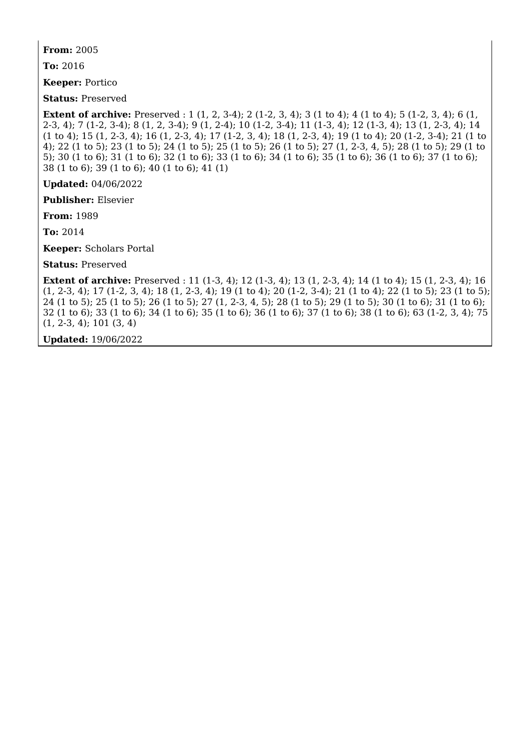**From:** 2005

**To:** 2016

**Keeper:** Portico

**Status:** Preserved

**Extent of archive:** Preserved : 1 (1, 2, 3-4); 2 (1-2, 3, 4); 3 (1 to 4); 4 (1 to 4); 5 (1-2, 3, 4); 6 (1, 2-3, 4); 7 (1-2, 3-4); 8 (1, 2, 3-4); 9 (1, 2-4); 10 (1-2, 3-4); 11 (1-3, 4); 12 (1-3, 4); 13 (1, 2-3, 4); 14 (1 to 4); 15 (1, 2-3, 4); 16 (1, 2-3, 4); 17 (1-2, 3, 4); 18 (1, 2-3, 4); 19 (1 to 4); 20 (1-2, 3-4); 21 (1 to 4); 22 (1 to 5); 23 (1 to 5); 24 (1 to 5); 25 (1 to 5); 26 (1 to 5); 27 (1, 2-3, 4, 5); 28 (1 to 5); 29 (1 to 5); 30 (1 to 6); 31 (1 to 6); 32 (1 to 6); 33 (1 to 6); 34 (1 to 6); 35 (1 to 6); 36 (1 to 6); 37 (1 to 6); 38 (1 to 6); 39 (1 to 6); 40 (1 to 6); 41 (1)

**Updated:** 04/06/2022

**Publisher:** Elsevier

**From:** 1989

**To:** 2014

**Keeper:** Scholars Portal

**Status:** Preserved

**Extent of archive:** Preserved : 11 (1-3, 4); 12 (1-3, 4); 13 (1, 2-3, 4); 14 (1 to 4); 15 (1, 2-3, 4); 16 (1, 2-3, 4); 17 (1-2, 3, 4); 18 (1, 2-3, 4); 19 (1 to 4); 20 (1-2, 3-4); 21 (1 to 4); 22 (1 to 5); 23 (1 to 5); 24 (1 to 5); 25 (1 to 5); 26 (1 to 5); 27 (1, 2-3, 4, 5); 28 (1 to 5); 29 (1 to 5); 30 (1 to 6); 31 (1 to 6); 32 (1 to 6); 33 (1 to 6); 34 (1 to 6); 35 (1 to 6); 36 (1 to 6); 37 (1 to 6); 38 (1 to 6); 63 (1-2, 3, 4); 75 (1, 2-3, 4); 101 (3, 4)

**Updated:** 19/06/2022